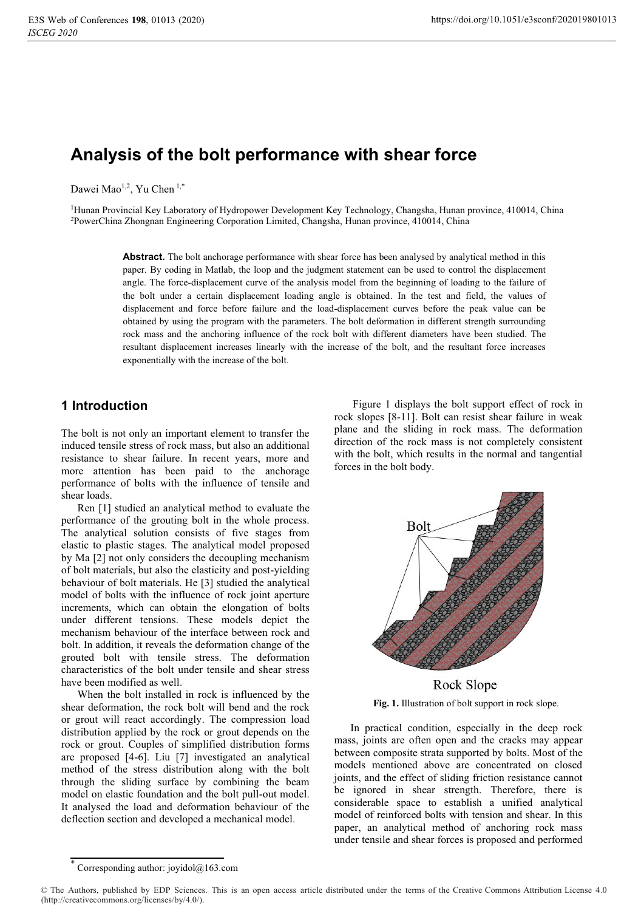# Analysis of the bolt performance with shear force

Dawei Mao[1,2], Yu Chen[1,*]

[1]Hunan Provincial Key Laboratory of Hydropower Development Key Technology, Changsha, Hunan province, 410014, China
[2]PowerChina Zhongnan Engineering Corporation Limited, Changsha, Hunan province, 410014, China

**Abstract.** The bolt anchorage performance with shear force has been analysed by analytical method in this paper. By coding in Matlab, the loop and the judgment statement can be used to control the displacement angle. The force-displacement curve of the analysis model from the beginning of loading to the failure of the bolt under a certain displacement loading angle is obtained. In the test and field, the values of displacement and force before failure and the load-displacement curves before the peak value can be obtained by using the program with the parameters. The bolt deformation in different strength surrounding rock mass and the anchoring influence of the rock bolt with different diameters have been studied. The resultant displacement increases linearly with the increase of the bolt, and the resultant force increases exponentially with the increase of the bolt.

## 1 Introduction

The bolt is not only an important element to transfer the induced tensile stress of rock mass, but also an additional resistance to shear failure. In recent years, more and more attention has been paid to the anchorage performance of bolts with the influence of tensile and shear loads.

Ren [1] studied an analytical method to evaluate the performance of the grouting bolt in the whole process. The analytical solution consists of five stages from elastic to plastic stages. The analytical model proposed by Ma [2] not only considers the decoupling mechanism of bolt materials, but also the elasticity and post-yielding behaviour of bolt materials. He [3] studied the analytical model of bolts with the influence of rock joint aperture increments, which can obtain the elongation of bolts under different tensions. These models depict the mechanism behaviour of the interface between rock and bolt. In addition, it reveals the deformation change of the grouted bolt with tensile stress. The deformation characteristics of the bolt under tensile and shear stress have been modified as well.

When the bolt installed in rock is influenced by the shear deformation, the rock bolt will bend and the rock or grout will react accordingly. The compression load distribution applied by the rock or grout depends on the rock or grout. Couples of simplified distribution forms are proposed [4-6]. Liu [7] investigated an analytical method of the stress distribution along with the bolt through the sliding surface by combining the beam model on elastic foundation and the bolt pull-out model. It analysed the load and deformation behaviour of the deflection section and developed a mechanical model.

Figure 1 displays the bolt support effect of rock in rock slopes [8-11]. Bolt can resist shear failure in weak plane and the sliding in rock mass. The deformation direction of the rock mass is not completely consistent with the bolt, which results in the normal and tangential forces in the bolt body.

Bolt

Rock Slope

**Fig. 1.** Illustration of bolt support in rock slope.

In practical condition, especially in the deep rock mass, joints are often open and the cracks may appear between composite strata supported by bolts. Most of the models mentioned above are concentrated on closed joints, and the effect of sliding friction resistance cannot be ignored in shear strength. Therefore, there is considerable space to establish a unified analytical model of reinforced bolts with tension and shear. In this paper, an analytical method of anchoring rock mass under tensile and shear forces is proposed and performed

[*] Corresponding author: joyidol@163.com

© The Authors, published by EDP Sciences. This is an open access article distributed under the terms of the Creative Commons Attribution License 4.0 (http://creativecommons.org/licenses/by/4.0/).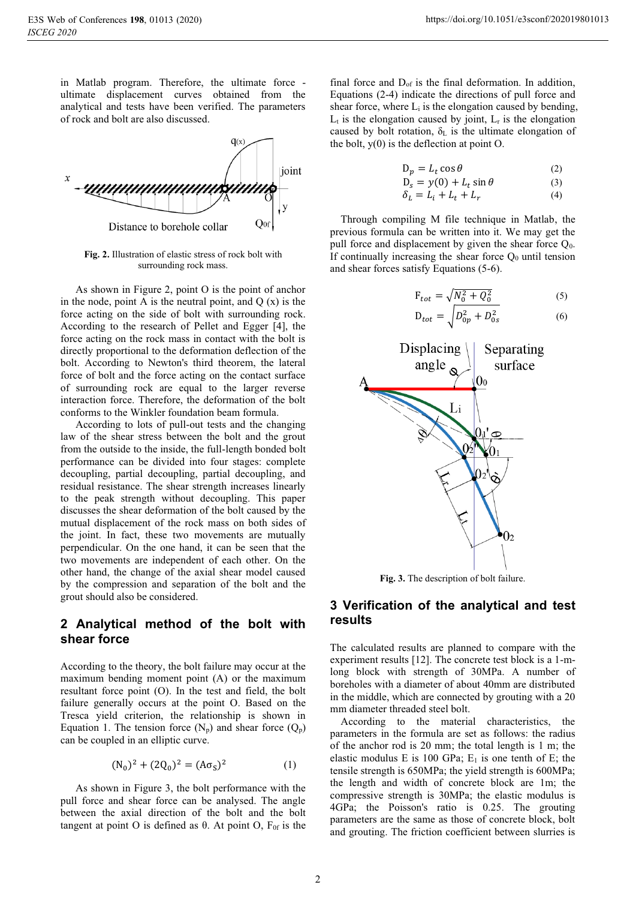in Matlab program. Therefore, the ultimate force - ultimate displacement curves obtained from the analytical and tests have been verified. The parameters of rock and bolt are also discussed.

q(x)
joint
x
A
O
y
Distance to borehole collar
$Q_{0f}$

**Fig. 2.** Illustration of elastic stress of rock bolt with surrounding rock mass.

As shown in Figure 2, point O is the point of anchor in the node, point A is the neutral point, and Q (x) is the force acting on the side of bolt with surrounding rock. According to the research of Pellet and Egger [4], the force acting on the rock mass in contact with the bolt is directly proportional to the deformation deflection of the bolt. According to Newton's third theorem, the lateral force of bolt and the force acting on the contact surface of surrounding rock are equal to the larger reverse interaction force. Therefore, the deformation of the bolt conforms to the Winkler foundation beam formula.

According to lots of pull-out tests and the changing law of the shear stress between the bolt and the grout from the outside to the inside, the full-length bonded bolt performance can be divided into four stages: complete decoupling, partial decoupling, partial decoupling, and residual resistance. The shear strength increases linearly to the peak strength without decoupling. This paper discusses the shear deformation of the bolt caused by the mutual displacement of the rock mass on both sides of the joint. In fact, these two movements are mutually perpendicular. On the one hand, it can be seen that the two movements are independent of each other. On the other hand, the change of the axial shear model caused by the compression and separation of the bolt and the grout should also be considered.

## 2 Analytical method of the bolt with shear force

According to the theory, the bolt failure may occur at the maximum bending moment point (A) or the maximum resultant force point (O). In the test and field, the bolt failure generally occurs at the point O. Based on the Tresca yield criterion, the relationship is shown in Equation 1. The tension force ($N_p$) and shear force ($Q_p$) can be coupled in an elliptic curve.

$$(N_0)^2 + (2Q_0)^2 = (A\sigma_S)^2 \tag{1}$$

As shown in Figure 3, the bolt performance with the pull force and shear force can be analysed. The angle between the axial direction of the bolt and the bolt tangent at point O is defined as θ. At point O, $F_{0f}$ is the final force and $D_{of}$ is the final deformation. In addition, Equations (2-4) indicate the directions of pull force and shear force, where $L_i$ is the elongation caused by bending, $L_t$ is the elongation caused by joint, $L_r$ is the elongation caused by bolt rotation, $\delta_L$ is the ultimate elongation of the bolt, y(0) is the deflection at point O.

$$D_p = L_t \cos\theta \tag{2}$$

$$D_s = y(0) + L_t \sin\theta \tag{3}$$

$$\delta_L = L_i + L_t + L_r \tag{4}$$

Through compiling M file technique in Matlab, the previous formula can be written into it. We may get the pull force and displacement by given the shear force $Q_0$. If continually increasing the shear force $Q_0$ until tension and shear forces satisfy Equations (5-6).

$$F_{tot} = \sqrt{N_0^2 + Q_0^2} \tag{5}$$

$$D_{tot} = \sqrt{D_{0p}^2 + D_{0s}^2} \tag{6}$$

Displacing angle
Separating surface
A
$0_0$
$L_i$
$0_1'$
$0_2'$
$0_1$
$0_2'$
$L_r$
$L_t$
$0_2$

**Fig. 3.** The description of bolt failure.

## 3 Verification of the analytical and test results

The calculated results are planned to compare with the experiment results [12]. The concrete test block is a 1-m-long block with strength of 30MPa. A number of boreholes with a diameter of about 40mm are distributed in the middle, which are connected by grouting with a 20 mm diameter threaded steel bolt.

According to the material characteristics, the parameters in the formula are set as follows: the radius of the anchor rod is 20 mm; the total length is 1 m; the elastic modulus E is 100 GPa; $E_1$ is one tenth of E; the tensile strength is 650MPa; the yield strength is 600MPa; the length and width of concrete block are 1m; the compressive strength is 30MPa; the elastic modulus is 4GPa; the Poisson's ratio is 0.25. The grouting parameters are the same as those of concrete block, bolt and grouting. The friction coefficient between slurries is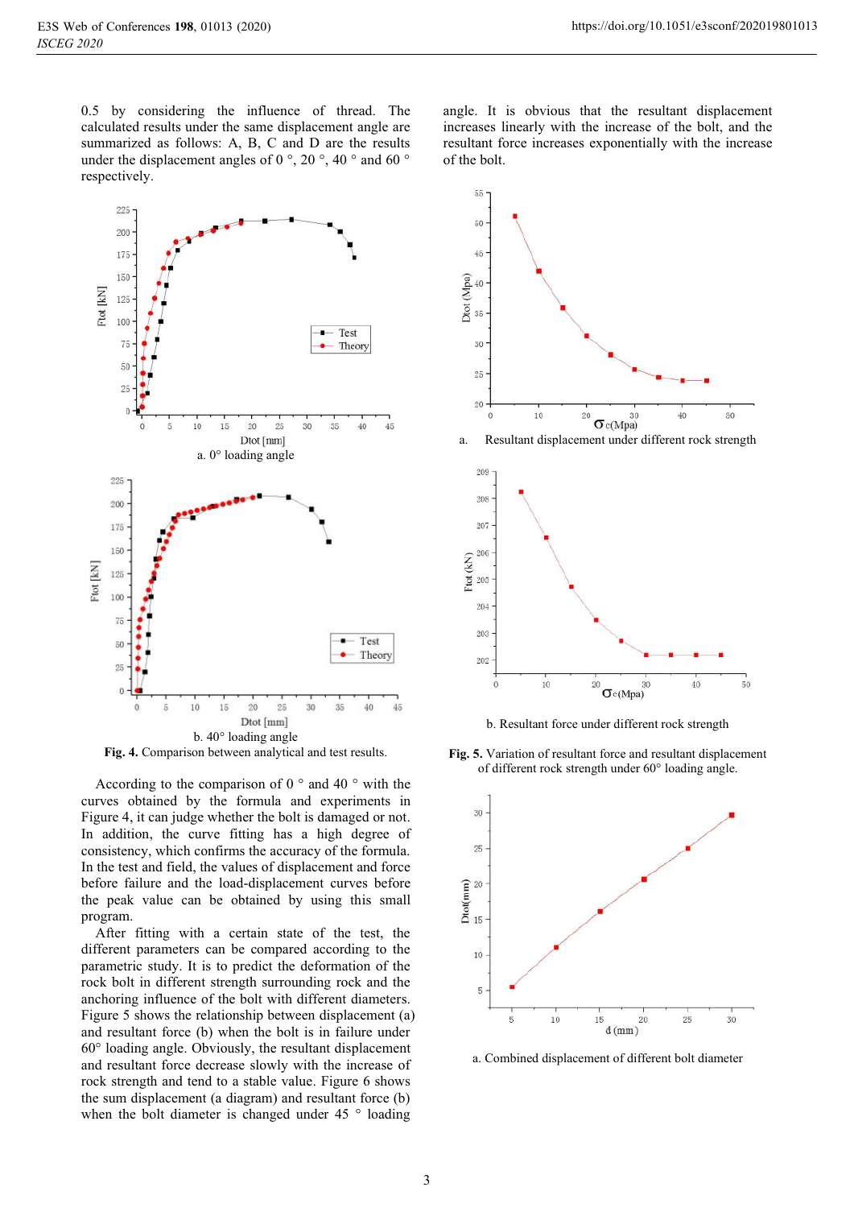0.5 by considering the influence of thread. The calculated results under the same displacement angle are summarized as follows: A, B, C and D are the results under the displacement angles of 0 °, 20 °, 40 ° and 60 ° respectively.

Ftot [kN]
225
200
175
150
125
100
75
50
25
0
0 5 10 15 20 25 30 35 40 45
Dtot [mm]
Test
Theory

a. 0° loading angle

Ftot [kN]
225
200
175
150
125
100
75
50
25
0
0 5 10 15 20 25 30 35 40 45
Dtot [mm]
Test
Theory

b. 40° loading angle

**Fig. 4.** Comparison between analytical and test results.

According to the comparison of 0 ° and 40 ° with the curves obtained by the formula and experiments in Figure 4, it can judge whether the bolt is damaged or not. In addition, the curve fitting has a high degree of consistency, which confirms the accuracy of the formula. In the test and field, the values of displacement and force before failure and the load-displacement curves before the peak value can be obtained by using this small program.

After fitting with a certain state of the test, the different parameters can be compared according to the parametric study. It is to predict the deformation of the rock bolt in different strength surrounding rock and the anchoring influence of the bolt with different diameters. Figure 5 shows the relationship between displacement (a) and resultant force (b) when the bolt is in failure under 60° loading angle. Obviously, the resultant displacement and resultant force decrease slowly with the increase of rock strength and tend to a stable value. Figure 6 shows the sum displacement (a diagram) and resultant force (b) when the bolt diameter is changed under 45 ° loading angle. It is obvious that the resultant displacement increases linearly with the increase of the bolt, and the resultant force increases exponentially with the increase of the bolt.

Dtot (Mpa)
55
50
45
40
35
30
25
20
0 10 20 30 40 50
$\sigma_c$(Mpa)

a. Resultant displacement under different rock strength

Ftot (kN)
209
208
207
206
205
204
203
202
0 10 20 30 40 50
$\sigma_c$(Mpa)

b. Resultant force under different rock strength

**Fig. 5.** Variation of resultant force and resultant displacement of different rock strength under 60° loading angle.

Dtot(mm)
30
25
20
15
10
5
5 10 15 20 25 30
d (mm)

a. Combined displacement of different bolt diameter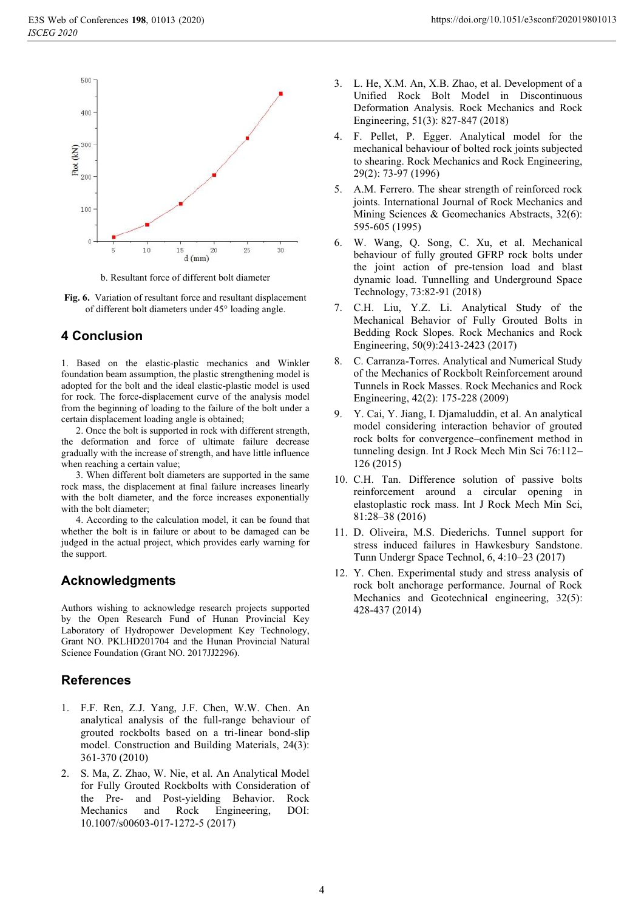500

400

300

200

100

0

Ftot (kN)

5 10 15 20 25 30

d (mm)

b. Resultant force of different bolt diameter

**Fig. 6.** Variation of resultant force and resultant displacement of different bolt diameters under 45° loading angle.

## 4 Conclusion

1. Based on the elastic-plastic mechanics and Winkler foundation beam assumption, the plastic strengthening model is adopted for the bolt and the ideal elastic-plastic model is used for rock. The force-displacement curve of the analysis model from the beginning of loading to the failure of the bolt under a certain displacement loading angle is obtained;

2. Once the bolt is supported in rock with different strength, the deformation and force of ultimate failure decrease gradually with the increase of strength, and have little influence when reaching a certain value;

3. When different bolt diameters are supported in the same rock mass, the displacement at final failure increases linearly with the bolt diameter, and the force increases exponentially with the bolt diameter;

4. According to the calculation model, it can be found that whether the bolt is in failure or about to be damaged can be judged in the actual project, which provides early warning for the support.

## Acknowledgments

Authors wishing to acknowledge research projects supported by the Open Research Fund of Hunan Provincial Key Laboratory of Hydropower Development Key Technology, Grant NO. PKLHD201704 and the Hunan Provincial Natural Science Foundation (Grant NO. 2017JJ2296).

## References

1. F.F. Ren, Z.J. Yang, J.F. Chen, W.W. Chen. An analytical analysis of the full-range behaviour of grouted rockbolts based on a tri-linear bond-slip model. Construction and Building Materials, 24(3): 361-370 (2010)
2. S. Ma, Z. Zhao, W. Nie, et al. An Analytical Model for Fully Grouted Rockbolts with Consideration of the Pre- and Post-yielding Behavior. Rock Mechanics and Rock Engineering, DOI: 10.1007/s00603-017-1272-5 (2017)
3. L. He, X.M. An, X.B. Zhao, et al. Development of a Unified Rock Bolt Model in Discontinuous Deformation Analysis. Rock Mechanics and Rock Engineering, 51(3): 827-847 (2018)
4. F. Pellet, P. Egger. Analytical model for the mechanical behaviour of bolted rock joints subjected to shearing. Rock Mechanics and Rock Engineering, 29(2): 73-97 (1996)
5. A.M. Ferrero. The shear strength of reinforced rock joints. International Journal of Rock Mechanics and Mining Sciences & Geomechanics Abstracts, 32(6): 595-605 (1995)
6. W. Wang, Q. Song, C. Xu, et al. Mechanical behaviour of fully grouted GFRP rock bolts under the joint action of pre-tension load and blast dynamic load. Tunnelling and Underground Space Technology, 73:82-91 (2018)
7. C.H. Liu, Y.Z. Li. Analytical Study of the Mechanical Behavior of Fully Grouted Bolts in Bedding Rock Slopes. Rock Mechanics and Rock Engineering, 50(9):2413-2423 (2017)
8. C. Carranza-Torres. Analytical and Numerical Study of the Mechanics of Rockbolt Reinforcement around Tunnels in Rock Masses. Rock Mechanics and Rock Engineering, 42(2): 175-228 (2009)
9. Y. Cai, Y. Jiang, I. Djamaluddin, et al. An analytical model considering interaction behavior of grouted rock bolts for convergence–confinement method in tunneling design. Int J Rock Mech Min Sci 76:112–126 (2015)
10. C.H. Tan. Difference solution of passive bolts reinforcement around a circular opening in elastoplastic rock mass. Int J Rock Mech Min Sci, 81:28–38 (2016)
11. D. Oliveira, M.S. Diederichs. Tunnel support for stress induced failures in Hawkesbury Sandstone. Tunn Undergr Space Technol, 6, 4:10–23 (2017)
12. Y. Chen. Experimental study and stress analysis of rock bolt anchorage performance. Journal of Rock Mechanics and Geotechnical engineering, 32(5): 428-437 (2014)